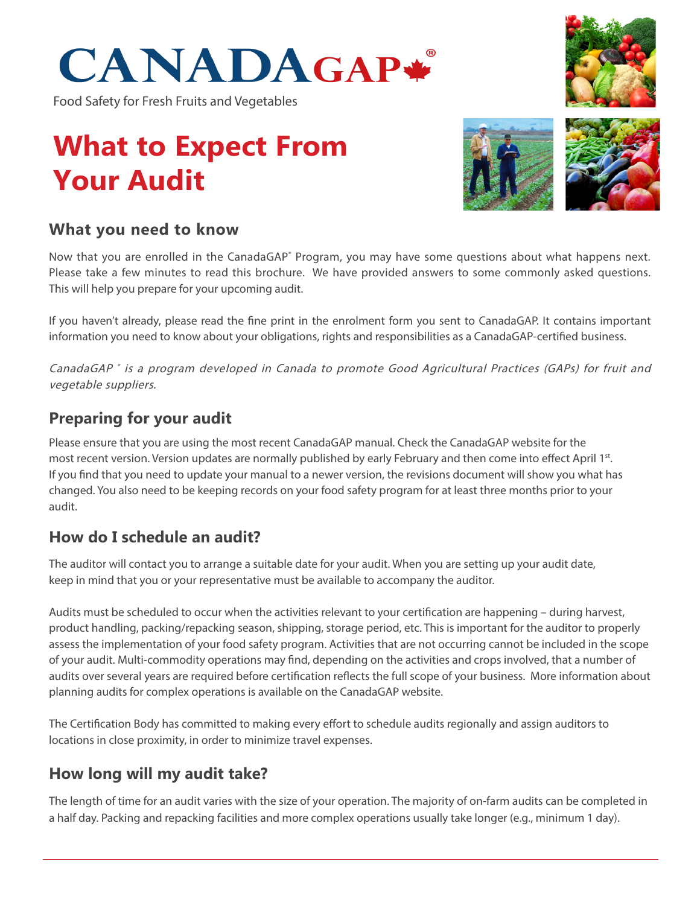# CANADAGAP®

Food Safety for Fresh Fruits and Vegetables

# What to Expect From Your Audit

## What you need to know

Now that you are enrolled in the CanadaGAP® Program, you may have some questions about what happens next. Please take a few minutes to read this brochure. We have provided answers to some commonly asked questions. This will help you prepare for your upcoming audit.

If you haven't already, please read the fine print in the enrolment form you sent to CanadaGAP. It contains important information you need to know about your obligations, rights and responsibilities as a CanadaGAP-certified business.

*CanadaGAP ® is a program developed in Canada to promote Good Agricultural Practices (GAPs) for fruit and vegetable suppliers.*

## Preparing for your audit

Please ensure that you are using the most recent CanadaGAP manual. Check the CanadaGAP website for the most recent version. Version updates are normally published by early February and then come into effect April 1st. If you find that you need to update your manual to a newer version, the revisions document will show you what has changed. You also need to be keeping records on your food safety program for at least three months prior to your audit.

## How do I schedule an audit?

The auditor will contact you to arrange a suitable date for your audit. When you are setting up your audit date, keep in mind that you or your representative must be available to accompany the auditor.

Audits must be scheduled to occur when the activities relevant to your certification are happening – during harvest, product handling, packing/repacking season, shipping, storage period, etc. This is important for the auditor to properly assess the implementation of your food safety program. Activities that are not occurring cannot be included in the scope of your audit. Multi-commodity operations may find, depending on the activities and crops involved, that a number of audits over several years are required before certification reflects the full scope of your business. More information about planning audits for complex operations is available on the CanadaGAP website.

The Certification Body has committed to making every effort to schedule audits regionally and assign auditors to locations in close proximity, in order to minimize travel expenses.

## How long will my audit take?

The length of time for an audit varies with the size of your operation. The majority of on-farm audits can be completed in a half day. Packing and repacking facilities and more complex operations usually take longer (e.g., minimum 1 day).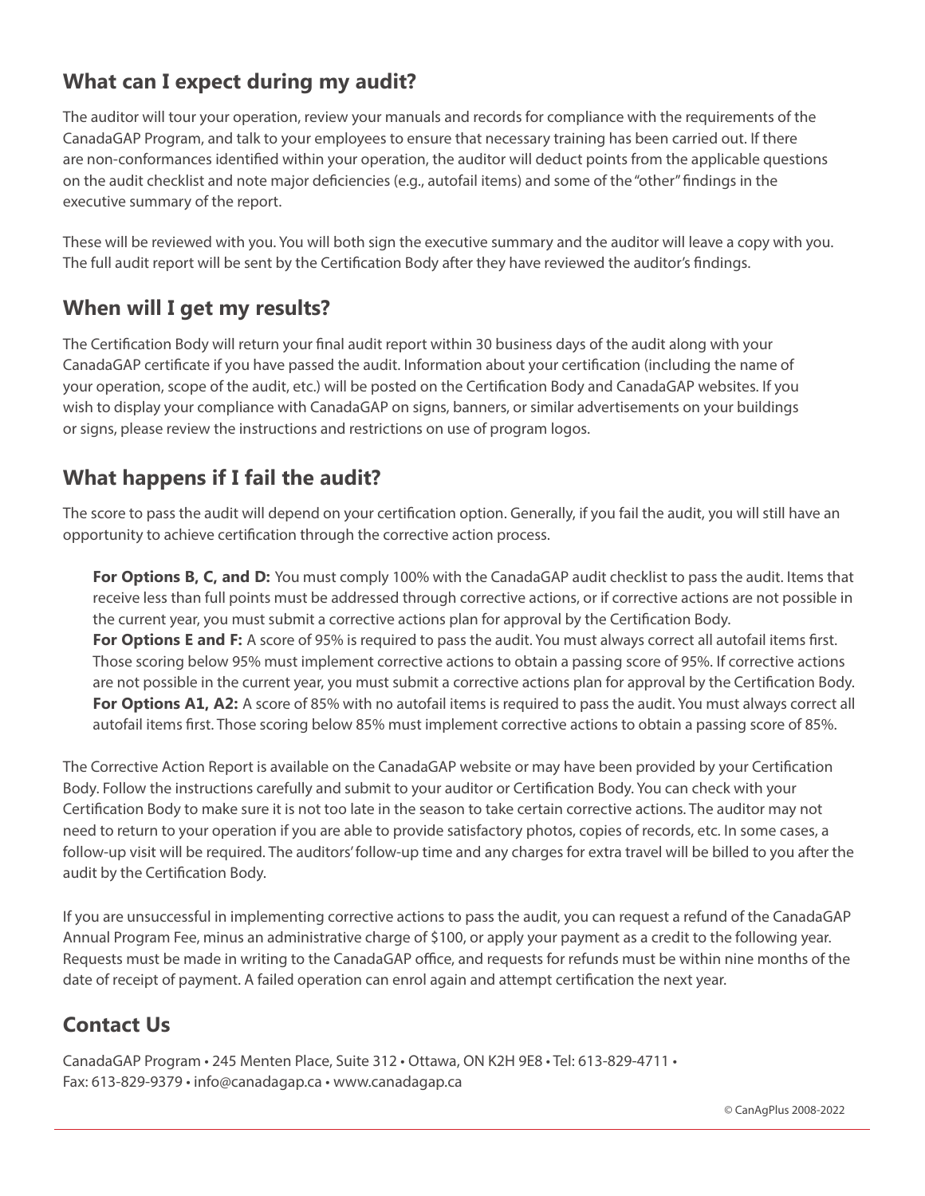## What can I expect during my audit?

The auditor will tour your operation, review your manuals and records for compliance with the requirements of the CanadaGAP Program, and talk to your employees to ensure that necessary training has been carried out. If there are non-conformances identified within your operation, the auditor will deduct points from the applicable questions on the audit checklist and note major deficiencies (e.g., autofail items) and some of the "other" findings in the executive summary of the report.

These will be reviewed with you. You will both sign the executive summary and the auditor will leave a copy with you. The full audit report will be sent by the Certification Body after they have reviewed the auditor's findings.

## When will I get my results?

The Certification Body will return your final audit report within 30 business days of the audit along with your CanadaGAP certificate if you have passed the audit. Information about your certification (including the name of your operation, scope of the audit, etc.) will be posted on the Certification Body and CanadaGAP websites. If you wish to display your compliance with CanadaGAP on signs, banners, or similar advertisements on your buildings or signs, please review the instructions and restrictions on use of program logos.

## What happens if I fail the audit?

The score to pass the audit will depend on your certification option. Generally, if you fail the audit, you will still have an opportunity to achieve certification through the corrective action process.

**For Options B, C, and D:** You must comply 100% with the CanadaGAP audit checklist to pass the audit. Items that receive less than full points must be addressed through corrective actions, or if corrective actions are not possible in the current year, you must submit a corrective actions plan for approval by the Certification Body.
**For Options E and F:** A score of 95% is required to pass the audit. You must always correct all autofail items first. Those scoring below 95% must implement corrective actions to obtain a passing score of 95%. If corrective actions are not possible in the current year, you must submit a corrective actions plan for approval by the Certification Body.
**For Options A1, A2:** A score of 85% with no autofail items is required to pass the audit. You must always correct all autofail items first. Those scoring below 85% must implement corrective actions to obtain a passing score of 85%.

The Corrective Action Report is available on the CanadaGAP website or may have been provided by your Certification Body. Follow the instructions carefully and submit to your auditor or Certification Body. You can check with your Certification Body to make sure it is not too late in the season to take certain corrective actions. The auditor may not need to return to your operation if you are able to provide satisfactory photos, copies of records, etc. In some cases, a follow-up visit will be required. The auditors' follow-up time and any charges for extra travel will be billed to you after the audit by the Certification Body.

If you are unsuccessful in implementing corrective actions to pass the audit, you can request a refund of the CanadaGAP Annual Program Fee, minus an administrative charge of $100, or apply your payment as a credit to the following year. Requests must be made in writing to the CanadaGAP office, and requests for refunds must be within nine months of the date of receipt of payment. A failed operation can enrol again and attempt certification the next year.

## Contact Us

CanadaGAP Program • 245 Menten Place, Suite 312 • Ottawa, ON K2H 9E8 • Tel: 613-829-4711 • Fax: 613-829-9379 • info@canadagap.ca • www.canadagap.ca

© CanAgPlus 2008-2022